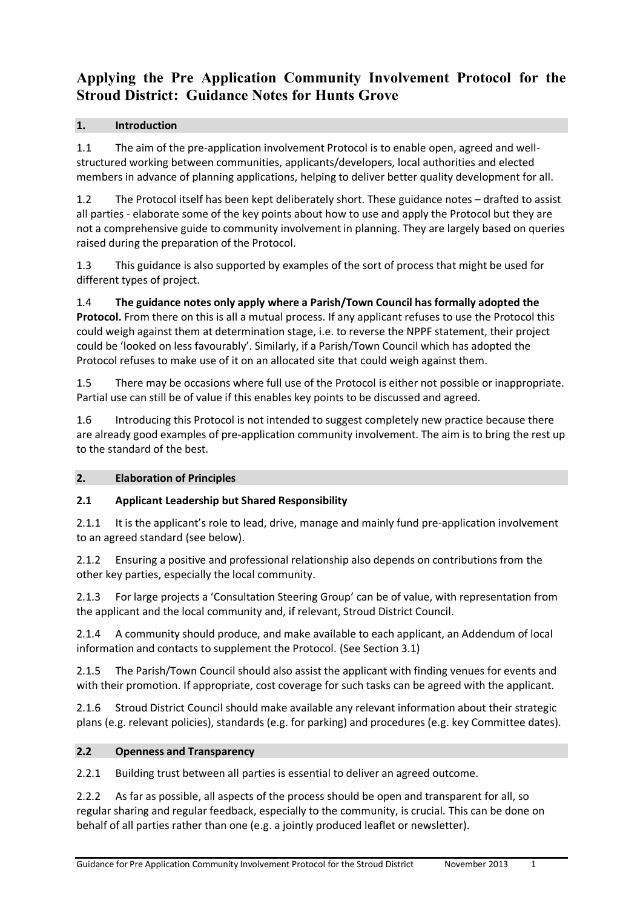# Applying the Pre Application Community Involvement Protocol for the Stroud District: Guidance Notes for Hunts Grove

## 1. Introduction

1.1 The aim of the pre-application involvement Protocol is to enable open, agreed and well-structured working between communities, applicants/developers, local authorities and elected members in advance of planning applications, helping to deliver better quality development for all.

1.2 The Protocol itself has been kept deliberately short. These guidance notes – drafted to assist all parties - elaborate some of the key points about how to use and apply the Protocol but they are not a comprehensive guide to community involvement in planning. They are largely based on queries raised during the preparation of the Protocol.

1.3 This guidance is also supported by examples of the sort of process that might be used for different types of project.

1.4 **The guidance notes only apply where a Parish/Town Council has formally adopted the Protocol.** From there on this is all a mutual process. If any applicant refuses to use the Protocol this could weigh against them at determination stage, i.e. to reverse the NPPF statement, their project could be 'looked on less favourably'. Similarly, if a Parish/Town Council which has adopted the Protocol refuses to make use of it on an allocated site that could weigh against them.

1.5 There may be occasions where full use of the Protocol is either not possible or inappropriate. Partial use can still be of value if this enables key points to be discussed and agreed.

1.6 Introducing this Protocol is not intended to suggest completely new practice because there are already good examples of pre-application community involvement. The aim is to bring the rest up to the standard of the best.

## 2. Elaboration of Principles

### 2.1 Applicant Leadership but Shared Responsibility

2.1.1 It is the applicant's role to lead, drive, manage and mainly fund pre-application involvement to an agreed standard (see below).

2.1.2 Ensuring a positive and professional relationship also depends on contributions from the other key parties, especially the local community.

2.1.3 For large projects a 'Consultation Steering Group' can be of value, with representation from the applicant and the local community and, if relevant, Stroud District Council.

2.1.4 A community should produce, and make available to each applicant, an Addendum of local information and contacts to supplement the Protocol. (See Section 3.1)

2.1.5 The Parish/Town Council should also assist the applicant with finding venues for events and with their promotion. If appropriate, cost coverage for such tasks can be agreed with the applicant.

2.1.6 Stroud District Council should make available any relevant information about their strategic plans (e.g. relevant policies), standards (e.g. for parking) and procedures (e.g. key Committee dates).

### 2.2 Openness and Transparency

2.2.1 Building trust between all parties is essential to deliver an agreed outcome.

2.2.2 As far as possible, all aspects of the process should be open and transparent for all, so regular sharing and regular feedback, especially to the community, is crucial. This can be done on behalf of all parties rather than one (e.g. a jointly produced leaflet or newsletter).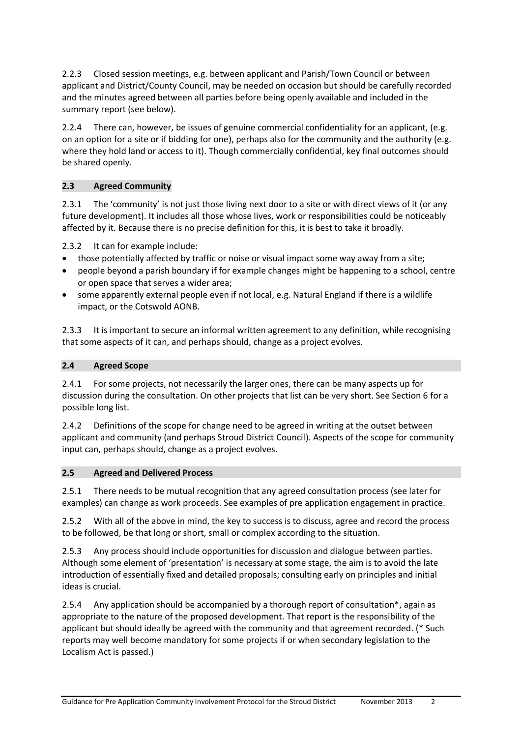2.2.3 Closed session meetings, e.g. between applicant and Parish/Town Council or between applicant and District/County Council, may be needed on occasion but should be carefully recorded and the minutes agreed between all parties before being openly available and included in the summary report (see below).

2.2.4 There can, however, be issues of genuine commercial confidentiality for an applicant, (e.g. on an option for a site or if bidding for one), perhaps also for the community and the authority (e.g. where they hold land or access to it). Though commercially confidential, key final outcomes should be shared openly.

### 2.3 Agreed Community

2.3.1 The 'community' is not just those living next door to a site or with direct views of it (or any future development). It includes all those whose lives, work or responsibilities could be noticeably affected by it. Because there is no precise definition for this, it is best to take it broadly.

2.3.2 It can for example include:

- those potentially affected by traffic or noise or visual impact some way away from a site;
- people beyond a parish boundary if for example changes might be happening to a school, centre or open space that serves a wider area;
- some apparently external people even if not local, e.g. Natural England if there is a wildlife impact, or the Cotswold AONB.

2.3.3 It is important to secure an informal written agreement to any definition, while recognising that some aspects of it can, and perhaps should, change as a project evolves.

### 2.4 Agreed Scope

2.4.1 For some projects, not necessarily the larger ones, there can be many aspects up for discussion during the consultation. On other projects that list can be very short. See Section 6 for a possible long list.

2.4.2 Definitions of the scope for change need to be agreed in writing at the outset between applicant and community (and perhaps Stroud District Council). Aspects of the scope for community input can, perhaps should, change as a project evolves.

### 2.5 Agreed and Delivered Process

2.5.1 There needs to be mutual recognition that any agreed consultation process (see later for examples) can change as work proceeds. See examples of pre application engagement in practice.

2.5.2 With all of the above in mind, the key to success is to discuss, agree and record the process to be followed, be that long or short, small or complex according to the situation.

2.5.3 Any process should include opportunities for discussion and dialogue between parties. Although some element of 'presentation' is necessary at some stage, the aim is to avoid the late introduction of essentially fixed and detailed proposals; consulting early on principles and initial ideas is crucial.

2.5.4 Any application should be accompanied by a thorough report of consultation*, again as appropriate to the nature of the proposed development. That report is the responsibility of the applicant but should ideally be agreed with the community and that agreement recorded. (* Such reports may well become mandatory for some projects if or when secondary legislation to the Localism Act is passed.)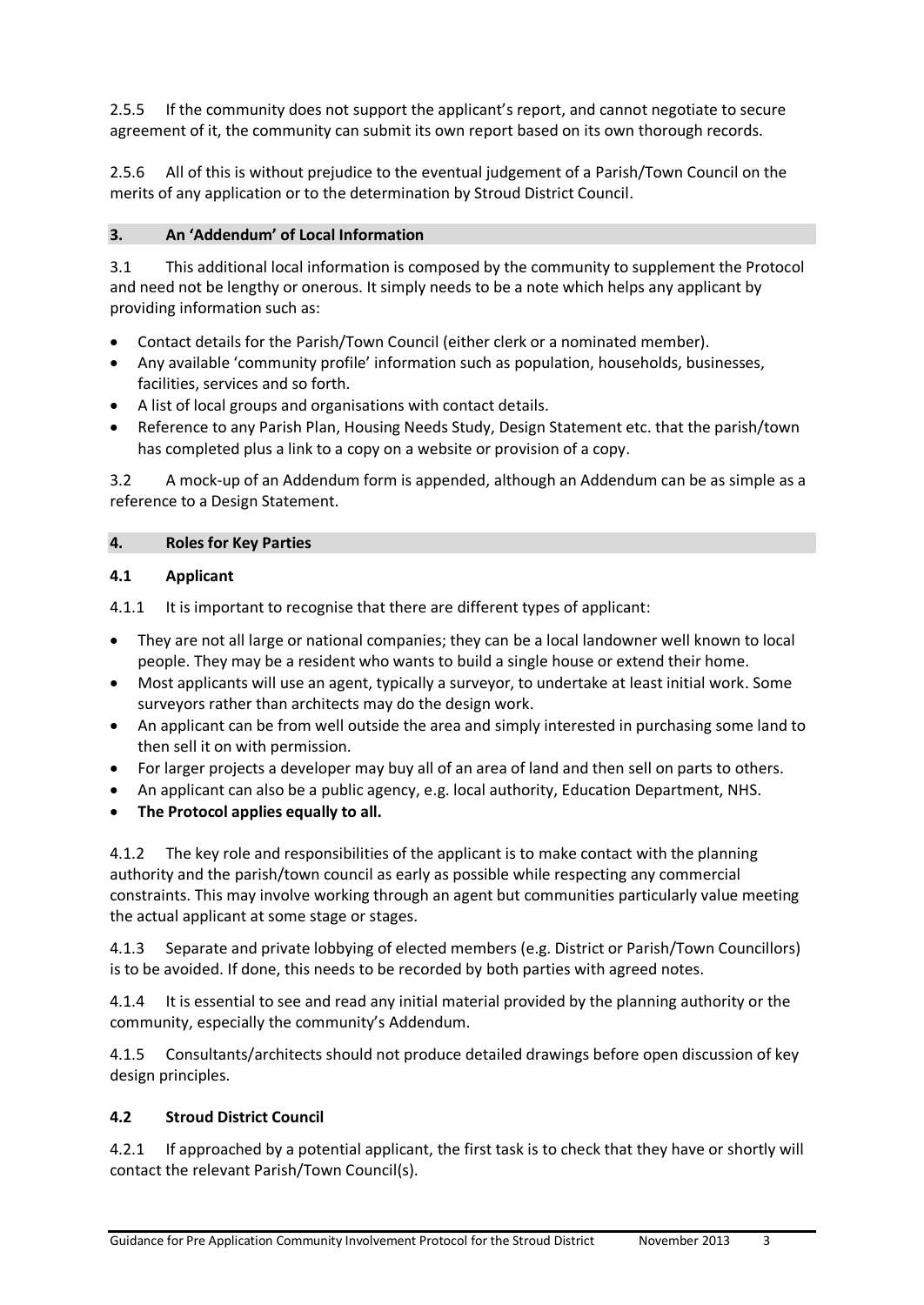2.5.5 If the community does not support the applicant's report, and cannot negotiate to secure agreement of it, the community can submit its own report based on its own thorough records.

2.5.6 All of this is without prejudice to the eventual judgement of a Parish/Town Council on the merits of any application or to the determination by Stroud District Council.

## 3. An 'Addendum' of Local Information

3.1 This additional local information is composed by the community to supplement the Protocol and need not be lengthy or onerous. It simply needs to be a note which helps any applicant by providing information such as:

- Contact details for the Parish/Town Council (either clerk or a nominated member).
- Any available 'community profile' information such as population, households, businesses, facilities, services and so forth.
- A list of local groups and organisations with contact details.
- Reference to any Parish Plan, Housing Needs Study, Design Statement etc. that the parish/town has completed plus a link to a copy on a website or provision of a copy.

3.2 A mock-up of an Addendum form is appended, although an Addendum can be as simple as a reference to a Design Statement.

## 4. Roles for Key Parties

### 4.1 Applicant

4.1.1 It is important to recognise that there are different types of applicant:

- They are not all large or national companies; they can be a local landowner well known to local people. They may be a resident who wants to build a single house or extend their home.
- Most applicants will use an agent, typically a surveyor, to undertake at least initial work. Some surveyors rather than architects may do the design work.
- An applicant can be from well outside the area and simply interested in purchasing some land to then sell it on with permission.
- For larger projects a developer may buy all of an area of land and then sell on parts to others.
- An applicant can also be a public agency, e.g. local authority, Education Department, NHS.
- **The Protocol applies equally to all.**

4.1.2 The key role and responsibilities of the applicant is to make contact with the planning authority and the parish/town council as early as possible while respecting any commercial constraints. This may involve working through an agent but communities particularly value meeting the actual applicant at some stage or stages.

4.1.3 Separate and private lobbying of elected members (e.g. District or Parish/Town Councillors) is to be avoided. If done, this needs to be recorded by both parties with agreed notes.

4.1.4 It is essential to see and read any initial material provided by the planning authority or the community, especially the community's Addendum.

4.1.5 Consultants/architects should not produce detailed drawings before open discussion of key design principles.

### 4.2 Stroud District Council

4.2.1 If approached by a potential applicant, the first task is to check that they have or shortly will contact the relevant Parish/Town Council(s).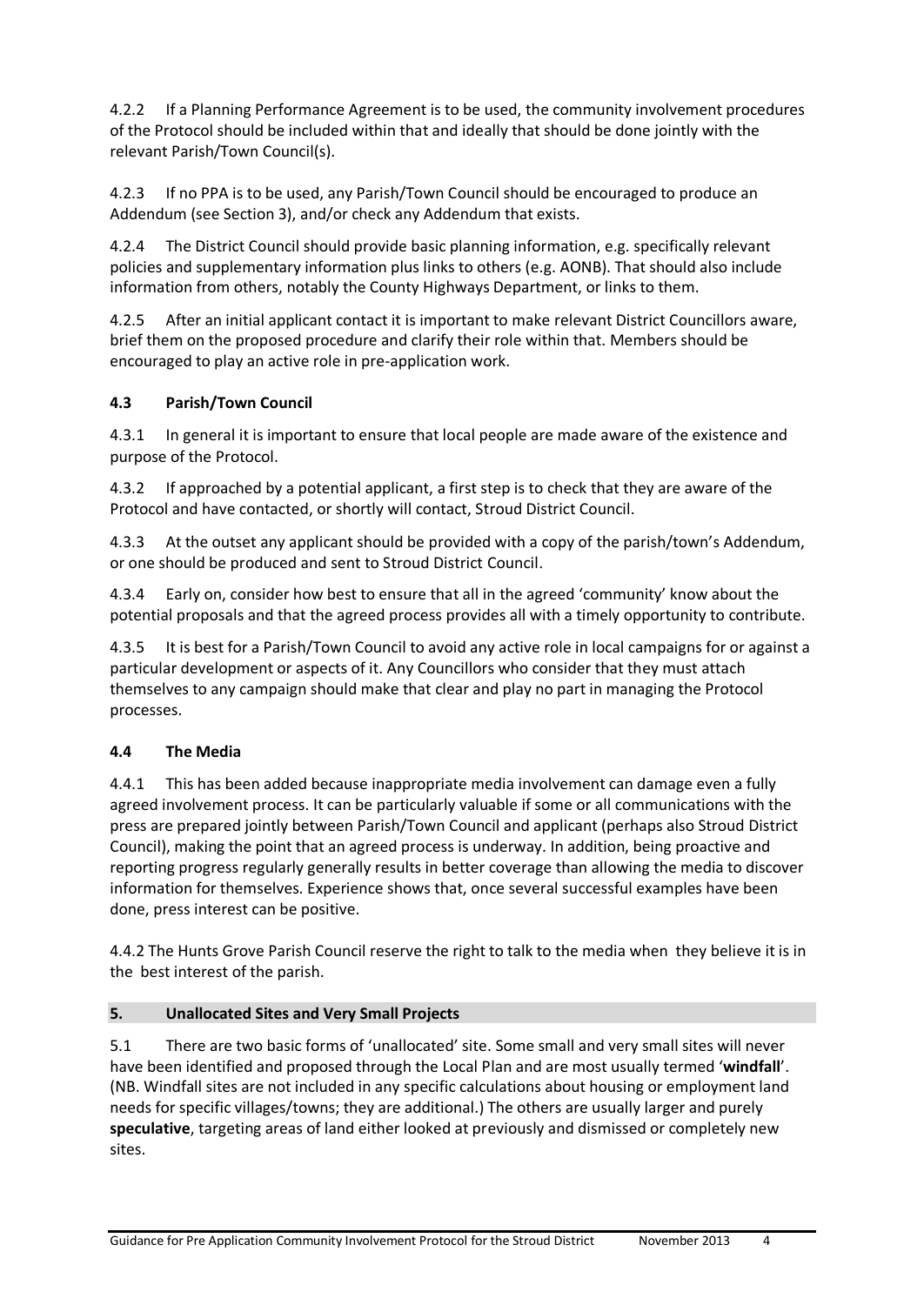4.2.2 If a Planning Performance Agreement is to be used, the community involvement procedures of the Protocol should be included within that and ideally that should be done jointly with the relevant Parish/Town Council(s).

4.2.3 If no PPA is to be used, any Parish/Town Council should be encouraged to produce an Addendum (see Section 3), and/or check any Addendum that exists.

4.2.4 The District Council should provide basic planning information, e.g. specifically relevant policies and supplementary information plus links to others (e.g. AONB). That should also include information from others, notably the County Highways Department, or links to them.

4.2.5 After an initial applicant contact it is important to make relevant District Councillors aware, brief them on the proposed procedure and clarify their role within that. Members should be encouraged to play an active role in pre-application work.

### 4.3 Parish/Town Council

4.3.1 In general it is important to ensure that local people are made aware of the existence and purpose of the Protocol.

4.3.2 If approached by a potential applicant, a first step is to check that they are aware of the Protocol and have contacted, or shortly will contact, Stroud District Council.

4.3.3 At the outset any applicant should be provided with a copy of the parish/town's Addendum, or one should be produced and sent to Stroud District Council.

4.3.4 Early on, consider how best to ensure that all in the agreed 'community' know about the potential proposals and that the agreed process provides all with a timely opportunity to contribute.

4.3.5 It is best for a Parish/Town Council to avoid any active role in local campaigns for or against a particular development or aspects of it. Any Councillors who consider that they must attach themselves to any campaign should make that clear and play no part in managing the Protocol processes.

### 4.4 The Media

4.4.1 This has been added because inappropriate media involvement can damage even a fully agreed involvement process. It can be particularly valuable if some or all communications with the press are prepared jointly between Parish/Town Council and applicant (perhaps also Stroud District Council), making the point that an agreed process is underway. In addition, being proactive and reporting progress regularly generally results in better coverage than allowing the media to discover information for themselves. Experience shows that, once several successful examples have been done, press interest can be positive.

4.4.2 The Hunts Grove Parish Council reserve the right to talk to the media when they believe it is in the best interest of the parish.

## 5. Unallocated Sites and Very Small Projects

5.1 There are two basic forms of 'unallocated' site. Some small and very small sites will never have been identified and proposed through the Local Plan and are most usually termed '**windfall**'. (NB. Windfall sites are not included in any specific calculations about housing or employment land needs for specific villages/towns; they are additional.) The others are usually larger and purely **speculative**, targeting areas of land either looked at previously and dismissed or completely new sites.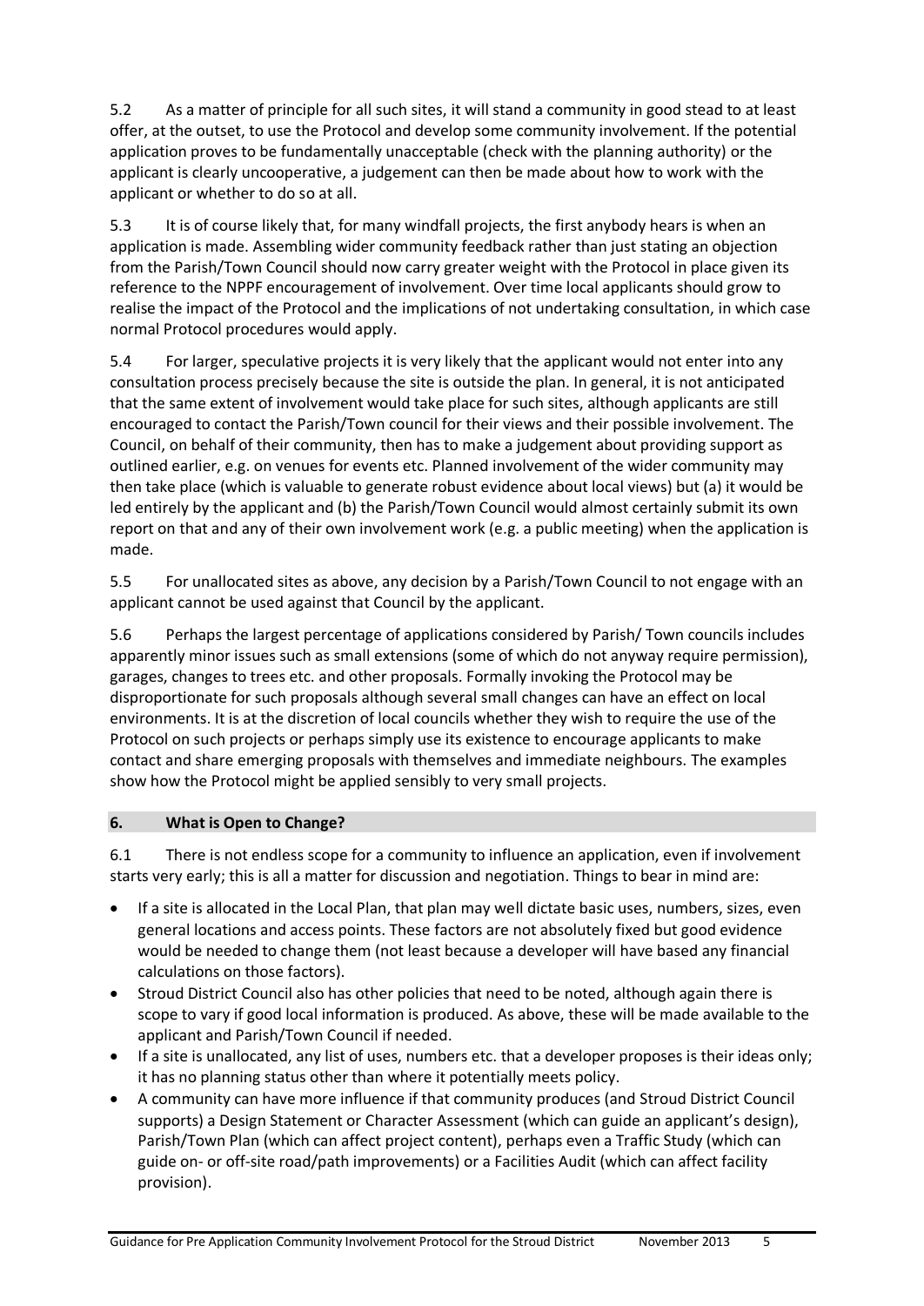5.2 As a matter of principle for all such sites, it will stand a community in good stead to at least offer, at the outset, to use the Protocol and develop some community involvement. If the potential application proves to be fundamentally unacceptable (check with the planning authority) or the applicant is clearly uncooperative, a judgement can then be made about how to work with the applicant or whether to do so at all.

5.3 It is of course likely that, for many windfall projects, the first anybody hears is when an application is made. Assembling wider community feedback rather than just stating an objection from the Parish/Town Council should now carry greater weight with the Protocol in place given its reference to the NPPF encouragement of involvement. Over time local applicants should grow to realise the impact of the Protocol and the implications of not undertaking consultation, in which case normal Protocol procedures would apply.

5.4 For larger, speculative projects it is very likely that the applicant would not enter into any consultation process precisely because the site is outside the plan. In general, it is not anticipated that the same extent of involvement would take place for such sites, although applicants are still encouraged to contact the Parish/Town council for their views and their possible involvement. The Council, on behalf of their community, then has to make a judgement about providing support as outlined earlier, e.g. on venues for events etc. Planned involvement of the wider community may then take place (which is valuable to generate robust evidence about local views) but (a) it would be led entirely by the applicant and (b) the Parish/Town Council would almost certainly submit its own report on that and any of their own involvement work (e.g. a public meeting) when the application is made.

5.5 For unallocated sites as above, any decision by a Parish/Town Council to not engage with an applicant cannot be used against that Council by the applicant.

5.6 Perhaps the largest percentage of applications considered by Parish/ Town councils includes apparently minor issues such as small extensions (some of which do not anyway require permission), garages, changes to trees etc. and other proposals. Formally invoking the Protocol may be disproportionate for such proposals although several small changes can have an effect on local environments. It is at the discretion of local councils whether they wish to require the use of the Protocol on such projects or perhaps simply use its existence to encourage applicants to make contact and share emerging proposals with themselves and immediate neighbours. The examples show how the Protocol might be applied sensibly to very small projects.

## 6. What is Open to Change?

6.1 There is not endless scope for a community to influence an application, even if involvement starts very early; this is all a matter for discussion and negotiation. Things to bear in mind are:

- If a site is allocated in the Local Plan, that plan may well dictate basic uses, numbers, sizes, even general locations and access points. These factors are not absolutely fixed but good evidence would be needed to change them (not least because a developer will have based any financial calculations on those factors).
- Stroud District Council also has other policies that need to be noted, although again there is scope to vary if good local information is produced. As above, these will be made available to the applicant and Parish/Town Council if needed.
- If a site is unallocated, any list of uses, numbers etc. that a developer proposes is their ideas only; it has no planning status other than where it potentially meets policy.
- A community can have more influence if that community produces (and Stroud District Council supports) a Design Statement or Character Assessment (which can guide an applicant's design), Parish/Town Plan (which can affect project content), perhaps even a Traffic Study (which can guide on- or off-site road/path improvements) or a Facilities Audit (which can affect facility provision).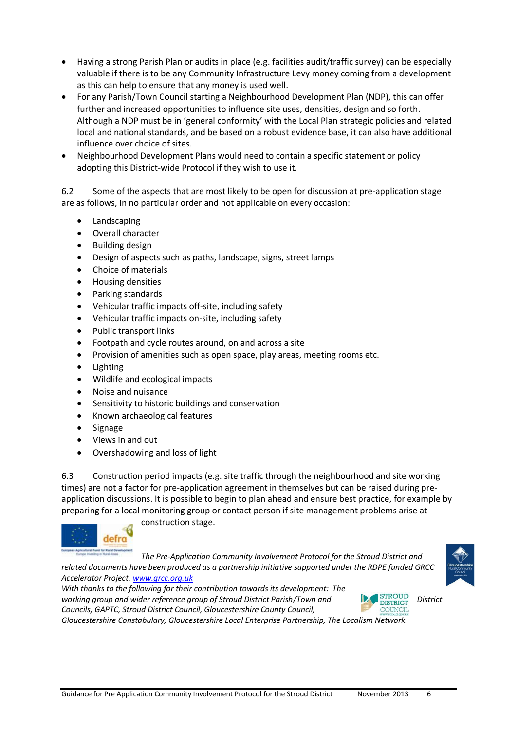- Having a strong Parish Plan or audits in place (e.g. facilities audit/traffic survey) can be especially valuable if there is to be any Community Infrastructure Levy money coming from a development as this can help to ensure that any money is used well.
- For any Parish/Town Council starting a Neighbourhood Development Plan (NDP), this can offer further and increased opportunities to influence site uses, densities, design and so forth. Although a NDP must be in 'general conformity' with the Local Plan strategic policies and related local and national standards, and be based on a robust evidence base, it can also have additional influence over choice of sites.
- Neighbourhood Development Plans would need to contain a specific statement or policy adopting this District-wide Protocol if they wish to use it.

6.2 Some of the aspects that are most likely to be open for discussion at pre-application stage are as follows, in no particular order and not applicable on every occasion:

- Landscaping
- Overall character
- Building design
- Design of aspects such as paths, landscape, signs, street lamps
- Choice of materials
- Housing densities
- Parking standards
- Vehicular traffic impacts off-site, including safety
- Vehicular traffic impacts on-site, including safety
- Public transport links
- Footpath and cycle routes around, on and across a site
- Provision of amenities such as open space, play areas, meeting rooms etc.
- Lighting
- Wildlife and ecological impacts
- Noise and nuisance
- Sensitivity to historic buildings and conservation
- Known archaeological features
- Signage
- Views in and out
- Overshadowing and loss of light

6.3 Construction period impacts (e.g. site traffic through the neighbourhood and site working times) are not a factor for pre-application agreement in themselves but can be raised during pre-application discussions. It is possible to begin to plan ahead and ensure best practice, for example by preparing for a local monitoring group or contact person if site management problems arise at construction stage.

*The Pre-Application Community Involvement Protocol for the Stroud District and related documents have been produced as a partnership initiative supported under the RDPE funded GRCC Accelerator Project. www.grcc.org.uk*

*With thanks to the following for their contribution towards its development: The working group and wider reference group of Stroud District Parish/Town and District Councils, GAPTC, Stroud District Council, Gloucestershire County Council, Gloucestershire Constabulary, Gloucestershire Local Enterprise Partnership, The Localism Network.*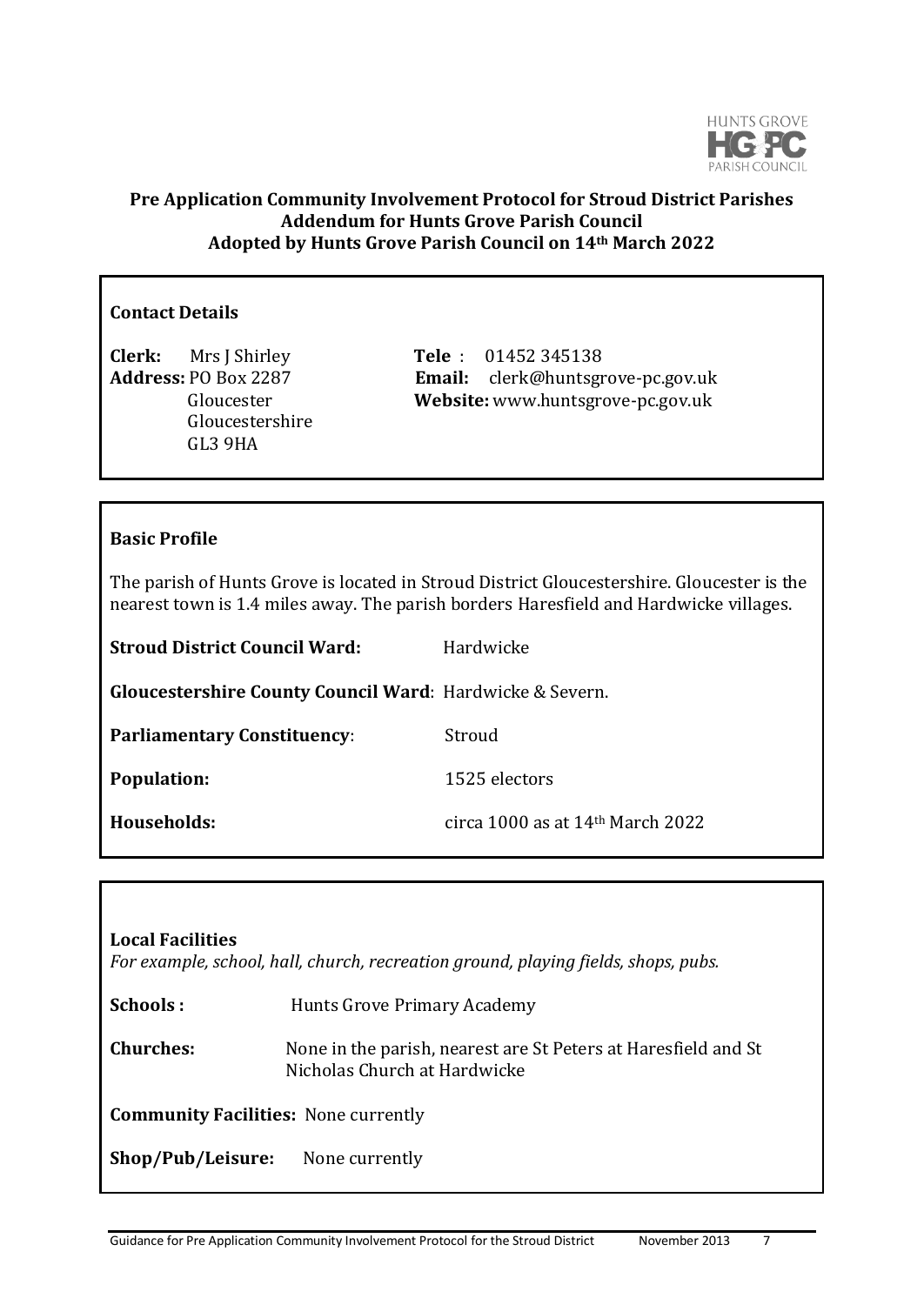**Pre Application Community Involvement Protocol for Stroud District Parishes**
**Addendum for Hunts Grove Parish Council**
**Adopted by Hunts Grove Parish Council on 14th March 2022**

**Contact Details**

**Clerk:** Mrs J Shirley
**Address:** PO Box 2287
Gloucester
Gloucestershire
GL3 9HA

**Tele** : 01452 345138
**Email:** clerk@huntsgrove-pc.gov.uk
**Website:** www.huntsgrove-pc.gov.uk

**Basic Profile**

The parish of Hunts Grove is located in Stroud District Gloucestershire. Gloucester is the nearest town is 1.4 miles away. The parish borders Haresfield and Hardwicke villages.

**Stroud District Council Ward:** Hardwicke

**Gloucestershire County Council Ward**: Hardwicke & Severn.

**Parliamentary Constituency**: Stroud

**Population:** 1525 electors

**Households:** circa 1000 as at 14th March 2022

**Local Facilities**
*For example, school, hall, church, recreation ground, playing fields, shops, pubs.*

**Schools :** Hunts Grove Primary Academy

**Churches:** None in the parish, nearest are St Peters at Haresfield and St Nicholas Church at Hardwicke

**Community Facilities:** None currently

**Shop/Pub/Leisure:** None currently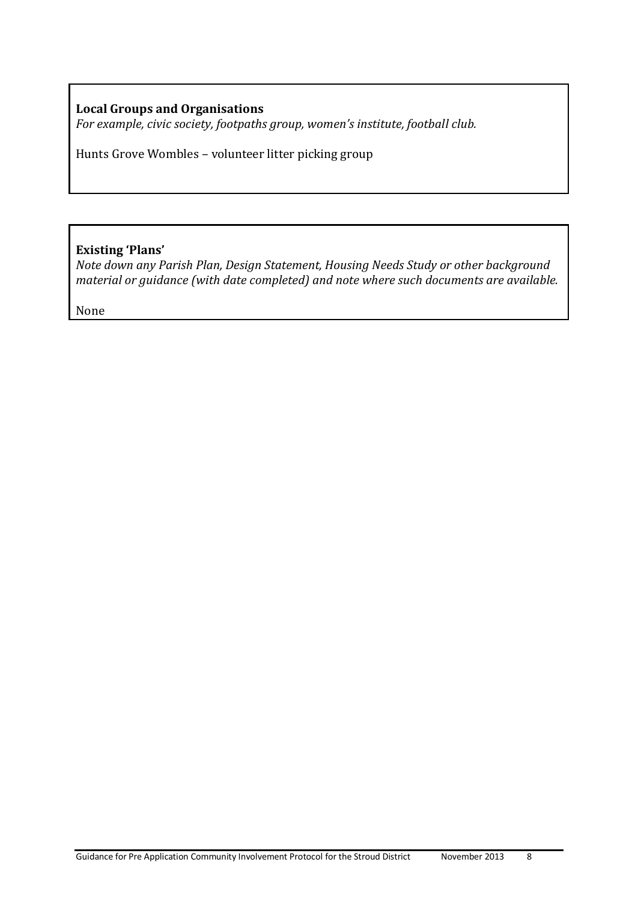**Local Groups and Organisations**

*For example, civic society, footpaths group, women's institute, football club.*

Hunts Grove Wombles – volunteer litter picking group

**Existing 'Plans'**

*Note down any Parish Plan, Design Statement, Housing Needs Study or other background material or guidance (with date completed) and note where such documents are available.*

None